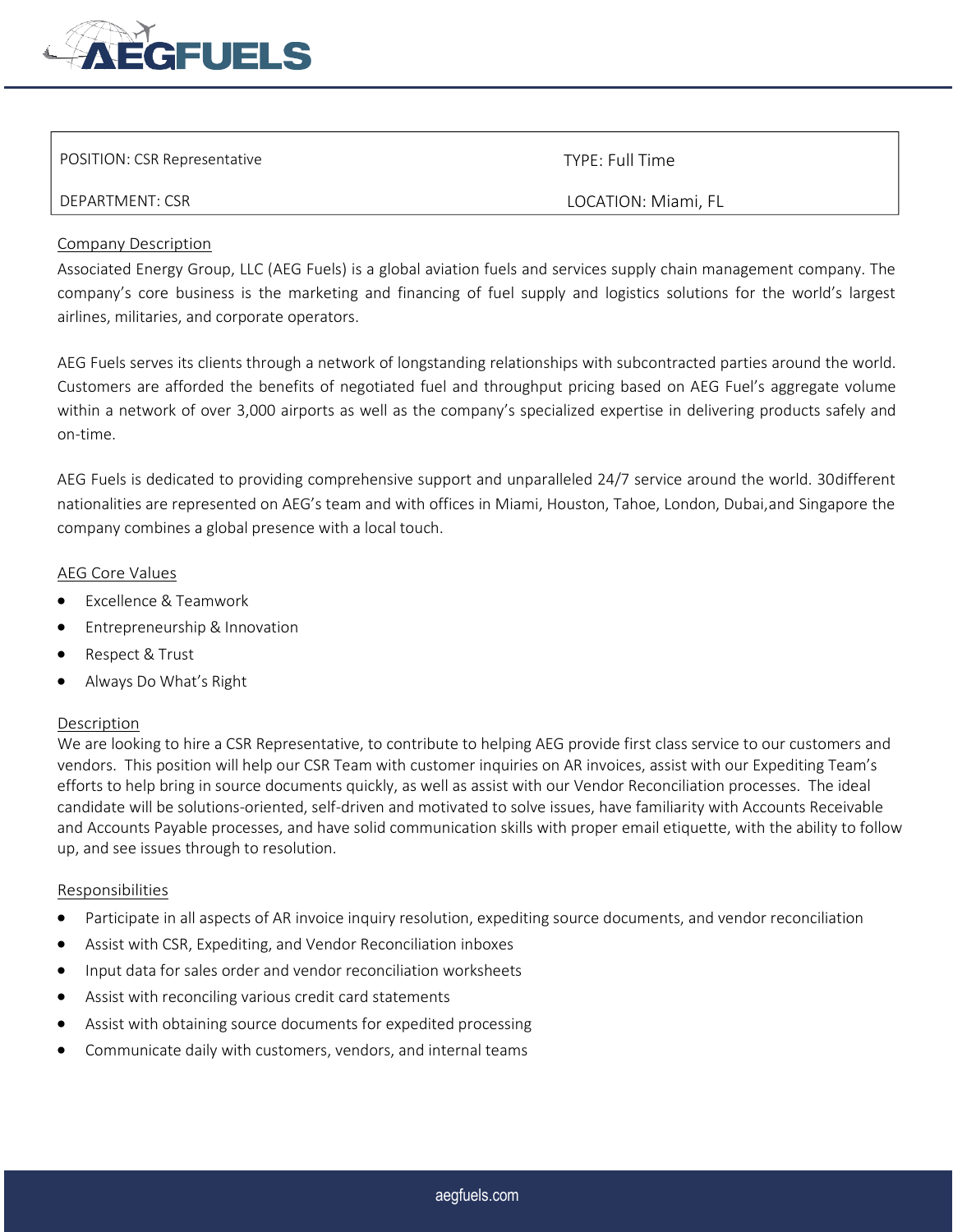| POSITION: CSR Representative | TYPE: Full Time |
| --- | --- |
| DEPARTMENT: CSR | LOCATION: Miami, FL |

## Company Description

Associated Energy Group, LLC (AEG Fuels) is a global aviation fuels and services supply chain management company. The company's core business is the marketing and financing of fuel supply and logistics solutions for the world's largest airlines, militaries, and corporate operators.

AEG Fuels serves its clients through a network of longstanding relationships with subcontracted parties around the world. Customers are afforded the benefits of negotiated fuel and throughput pricing based on AEG Fuel's aggregate volume within a network of over 3,000 airports as well as the company's specialized expertise in delivering products safely and on-time.

AEG Fuels is dedicated to providing comprehensive support and unparalleled 24/7 service around the world. 30different nationalities are represented on AEG's team and with offices in Miami, Houston, Tahoe, London, Dubai,and Singapore the company combines a global presence with a local touch.

## AEG Core Values

- Excellence & Teamwork
- Entrepreneurship & Innovation
- Respect & Trust
- Always Do What's Right

## Description

We are looking to hire a CSR Representative, to contribute to helping AEG provide first class service to our customers and vendors. This position will help our CSR Team with customer inquiries on AR invoices, assist with our Expediting Team's efforts to help bring in source documents quickly, as well as assist with our Vendor Reconciliation processes. The ideal candidate will be solutions-oriented, self-driven and motivated to solve issues, have familiarity with Accounts Receivable and Accounts Payable processes, and have solid communication skills with proper email etiquette, with the ability to follow up, and see issues through to resolution.

## Responsibilities

- Participate in all aspects of AR invoice inquiry resolution, expediting source documents, and vendor reconciliation
- Assist with CSR, Expediting, and Vendor Reconciliation inboxes
- Input data for sales order and vendor reconciliation worksheets
- Assist with reconciling various credit card statements
- Assist with obtaining source documents for expedited processing
- Communicate daily with customers, vendors, and internal teams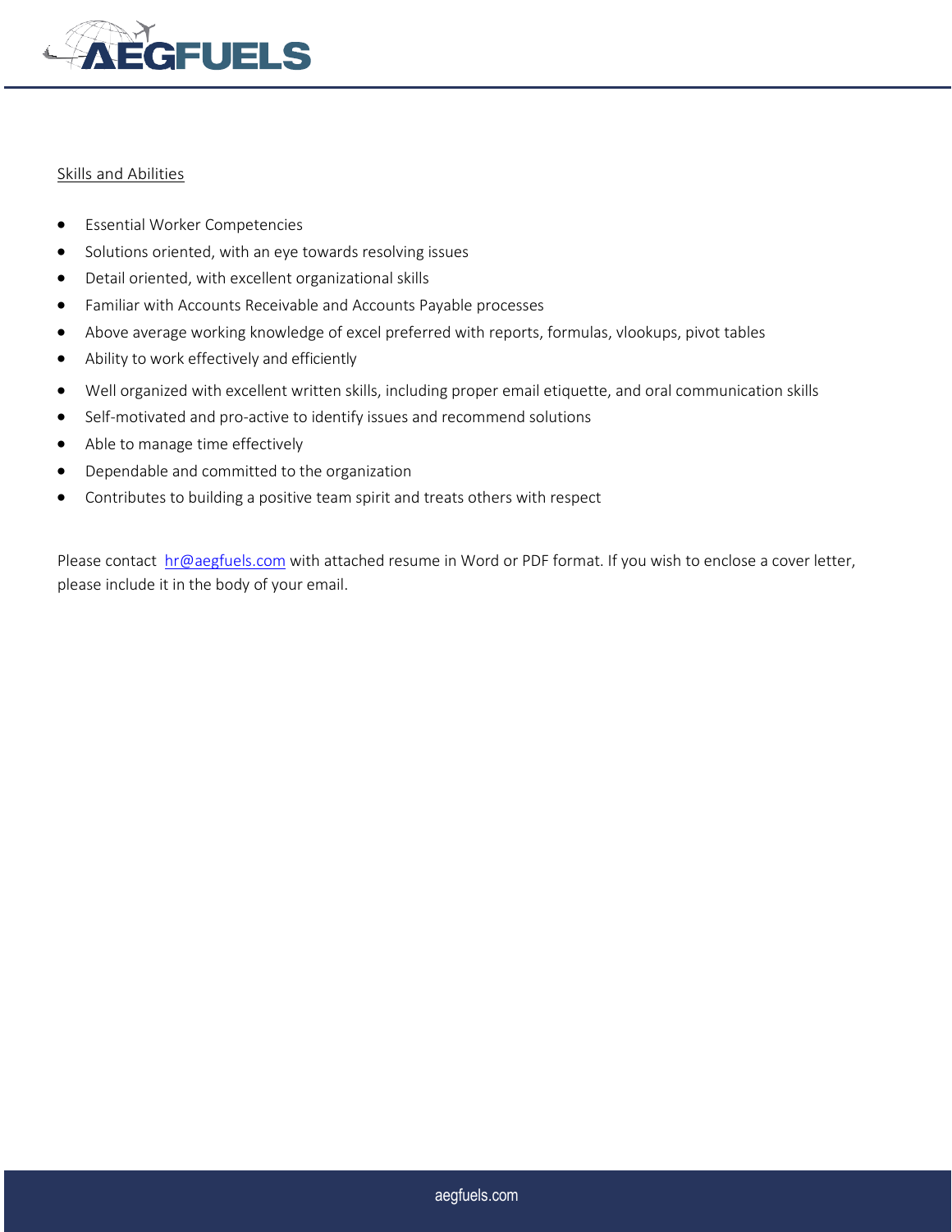Skills and Abilities

- Essential Worker Competencies
- Solutions oriented, with an eye towards resolving issues
- Detail oriented, with excellent organizational skills
- Familiar with Accounts Receivable and Accounts Payable processes
- Above average working knowledge of excel preferred with reports, formulas, vlookups, pivot tables
- Ability to work effectively and efficiently
- Well organized with excellent written skills, including proper email etiquette, and oral communication skills
- Self-motivated and pro-active to identify issues and recommend solutions
- Able to manage time effectively
- Dependable and committed to the organization
- Contributes to building a positive team spirit and treats others with respect

Please contact hr@aegfuels.com with attached resume in Word or PDF format. If you wish to enclose a cover letter, please include it in the body of your email.